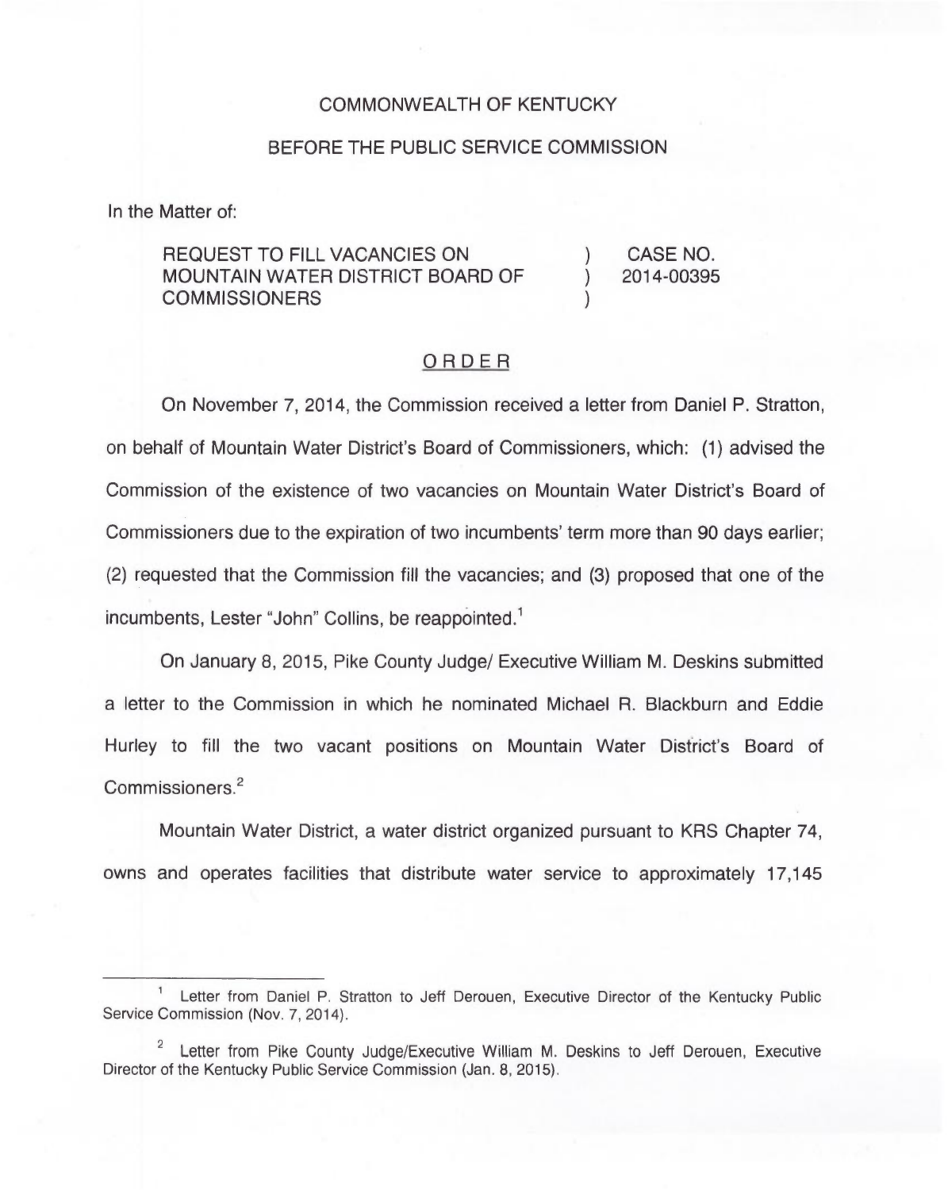COMMONWEALTH OF KENTUCKY

BEFORE THE PUBLIC SERVICE COMMISSION

In the Matter of:

| | | |
|---|---|---|
| REQUEST TO FILL VACANCIES ON MOUNTAIN WATER DISTRICT BOARD OF COMMISSIONERS | ) ) ) | CASE NO. 2014-00395 |

## ORDER

On November 7, 2014, the Commission received a letter from Daniel P. Stratton, on behalf of Mountain Water District's Board of Commissioners, which: (1) advised the Commission of the existence of two vacancies on Mountain Water District's Board of Commissioners due to the expiration of two incumbents' term more than 90 days earlier; (2) requested that the Commission fill the vacancies; and (3) proposed that one of the incumbents, Lester "John" Collins, be reappointed.[1]

On January 8, 2015, Pike County Judge/ Executive William M. Deskins submitted a letter to the Commission in which he nominated Michael R. Blackburn and Eddie Hurley to fill the two vacant positions on Mountain Water District's Board of Commissioners.[2]

Mountain Water District, a water district organized pursuant to KRS Chapter 74, owns and operates facilities that distribute water service to approximately 17,145

---

[1] Letter from Daniel P. Stratton to Jeff Derouen, Executive Director of the Kentucky Public Service Commission (Nov. 7, 2014).

[2] Letter from Pike County Judge/Executive William M. Deskins to Jeff Derouen, Executive Director of the Kentucky Public Service Commission (Jan. 8, 2015).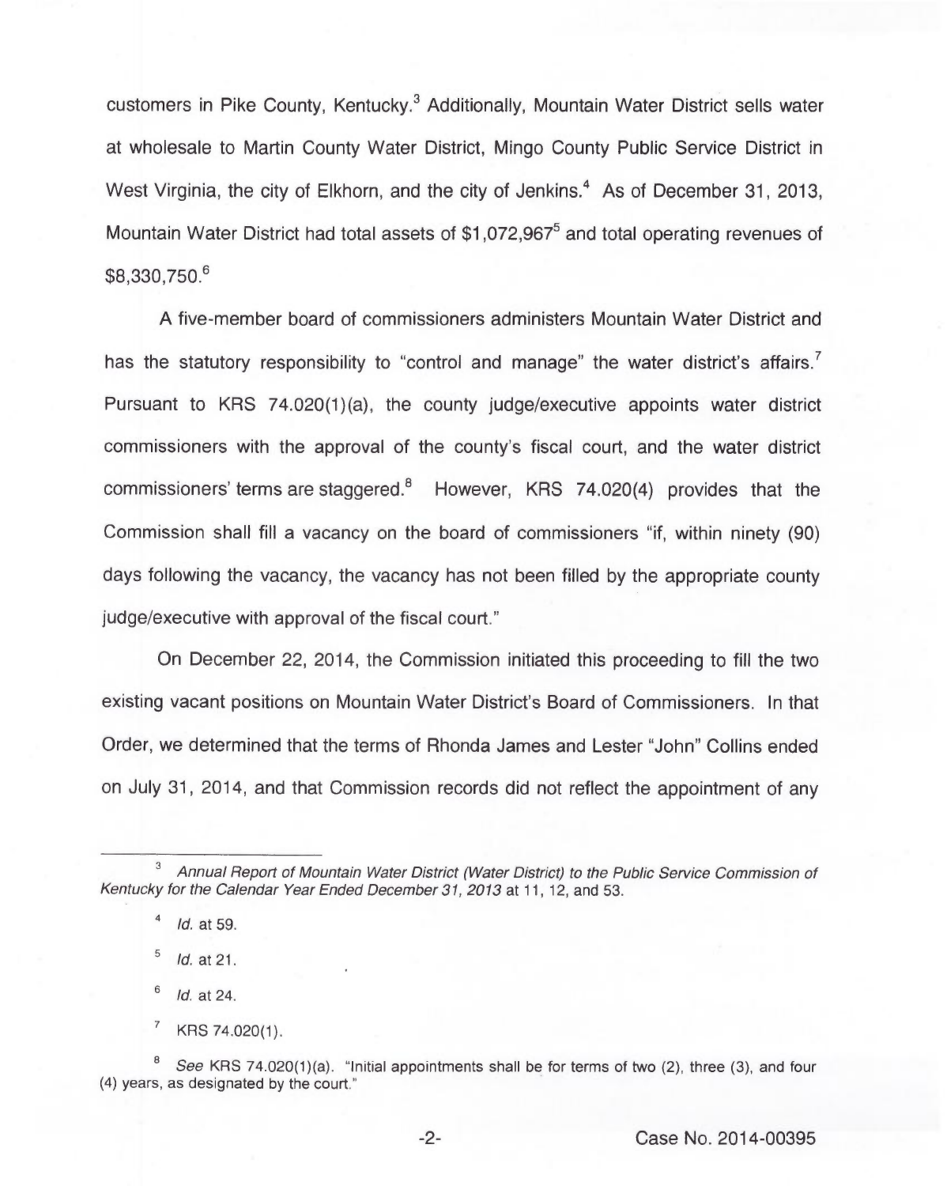customers in Pike County, Kentucky.[3] Additionally, Mountain Water District sells water at wholesale to Martin County Water District, Mingo County Public Service District in West Virginia, the city of Elkhorn, and the city of Jenkins.[4] As of December 31, 2013, Mountain Water District had total assets of $1,072,967[5] and total operating revenues of $8,330,750.[6]

A five-member board of commissioners administers Mountain Water District and has the statutory responsibility to "control and manage" the water district's affairs.[7] Pursuant to KRS 74.020(1)(a), the county judge/executive appoints water district commissioners with the approval of the county's fiscal court, and the water district commissioners' terms are staggered.[8] However, KRS 74.020(4) provides that the Commission shall fill a vacancy on the board of commissioners "if, within ninety (90) days following the vacancy, the vacancy has not been filled by the appropriate county judge/executive with approval of the fiscal court."

On December 22, 2014, the Commission initiated this proceeding to fill the two existing vacant positions on Mountain Water District's Board of Commissioners. In that Order, we determined that the terms of Rhonda James and Lester "John" Collins ended on July 31, 2014, and that Commission records did not reflect the appointment of any

---

[3] *Annual Report of Mountain Water District (Water District) to the Public Service Commission of Kentucky for the Calendar Year Ended December 31, 2013* at 11, 12, and 53.

[4] *Id.* at 59.

[5] *Id.* at 21.

[6] *Id.* at 24.

[7] KRS 74.020(1).

[8] *See* KRS 74.020(1)(a). "Initial appointments shall be for terms of two (2), three (3), and four (4) years, as designated by the court."

Case No. 2014-00395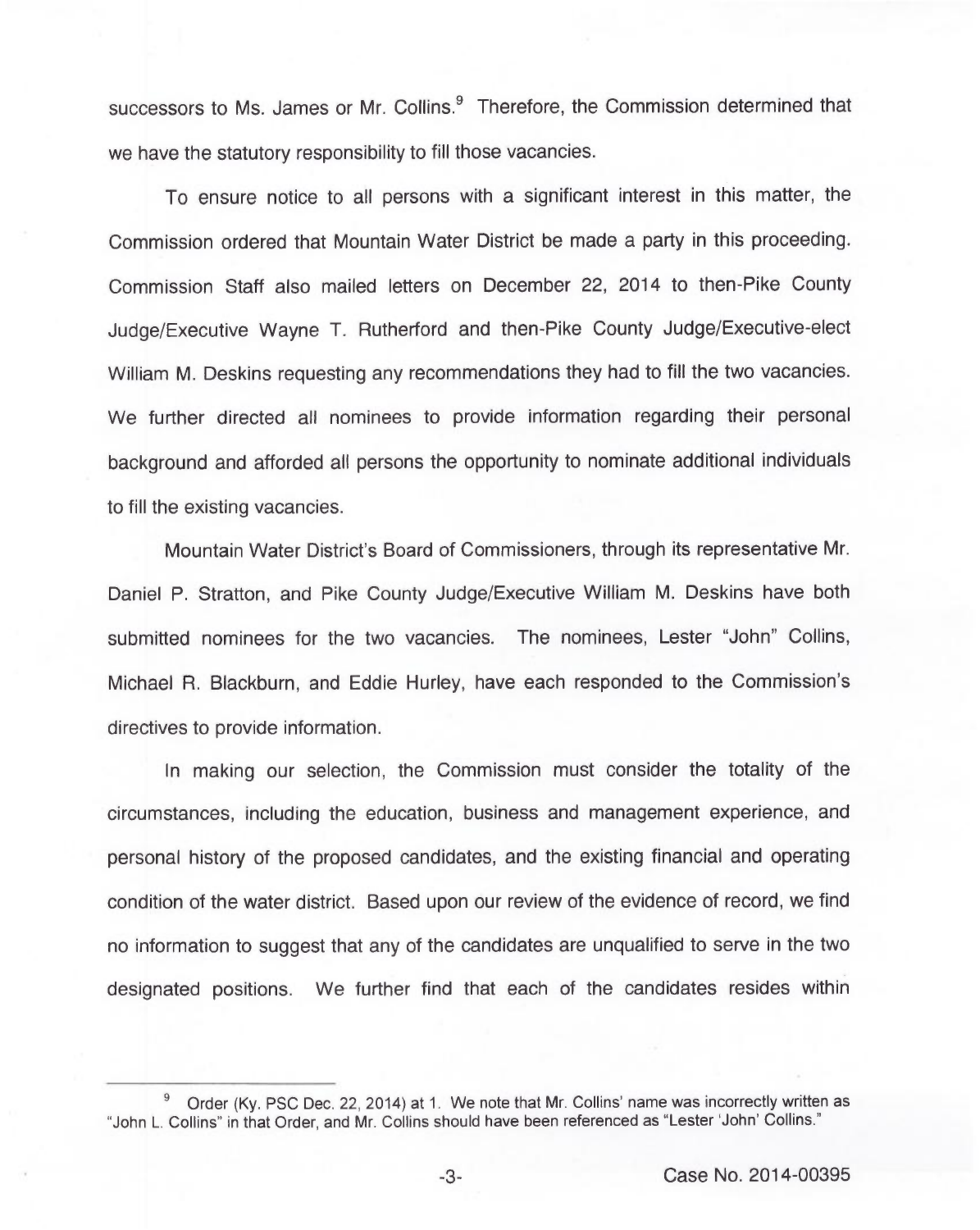successors to Ms. James or Mr. Collins.[9] Therefore, the Commission determined that we have the statutory responsibility to fill those vacancies.

To ensure notice to all persons with a significant interest in this matter, the Commission ordered that Mountain Water District be made a party in this proceeding. Commission Staff also mailed letters on December 22, 2014 to then-Pike County Judge/Executive Wayne T. Rutherford and then-Pike County Judge/Executive-elect William M. Deskins requesting any recommendations they had to fill the two vacancies. We further directed all nominees to provide information regarding their personal background and afforded all persons the opportunity to nominate additional individuals to fill the existing vacancies.

Mountain Water District's Board of Commissioners, through its representative Mr. Daniel P. Stratton, and Pike County Judge/Executive William M. Deskins have both submitted nominees for the two vacancies. The nominees, Lester "John" Collins, Michael R. Blackburn, and Eddie Hurley, have each responded to the Commission's directives to provide information.

In making our selection, the Commission must consider the totality of the circumstances, including the education, business and management experience, and personal history of the proposed candidates, and the existing financial and operating condition of the water district. Based upon our review of the evidence of record, we find no information to suggest that any of the candidates are unqualified to serve in the two designated positions. We further find that each of the candidates resides within

---

[9] Order (Ky. PSC Dec. 22, 2014) at 1. We note that Mr. Collins' name was incorrectly written as "John L. Collins" in that Order, and Mr. Collins should have been referenced as "Lester 'John' Collins."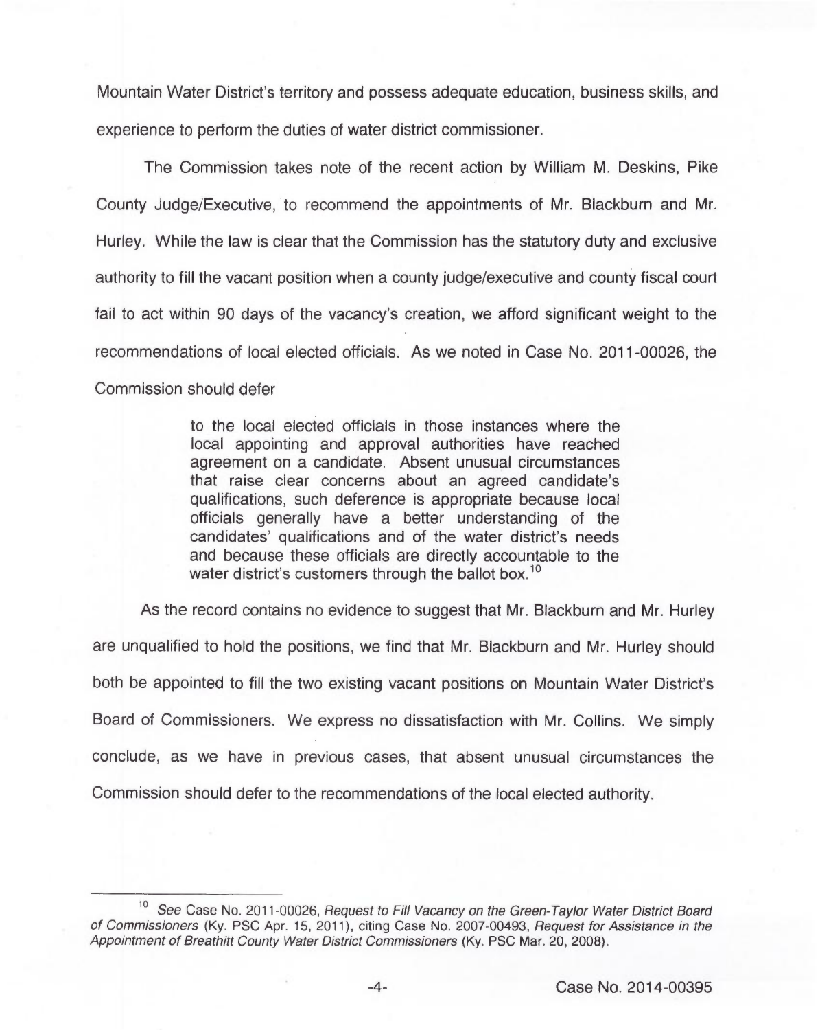Mountain Water District's territory and possess adequate education, business skills, and experience to perform the duties of water district commissioner.

The Commission takes note of the recent action by William M. Deskins, Pike County Judge/Executive, to recommend the appointments of Mr. Blackburn and Mr. Hurley. While the law is clear that the Commission has the statutory duty and exclusive authority to fill the vacant position when a county judge/executive and county fiscal court fail to act within 90 days of the vacancy's creation, we afford significant weight to the recommendations of local elected officials. As we noted in Case No. 2011-00026, the Commission should defer

> to the local elected officials in those instances where the local appointing and approval authorities have reached agreement on a candidate. Absent unusual circumstances that raise clear concerns about an agreed candidate's qualifications, such deference is appropriate because local officials generally have a better understanding of the candidates' qualifications and of the water district's needs and because these officials are directly accountable to the water district's customers through the ballot box.[10]

As the record contains no evidence to suggest that Mr. Blackburn and Mr. Hurley are unqualified to hold the positions, we find that Mr. Blackburn and Mr. Hurley should both be appointed to fill the two existing vacant positions on Mountain Water District's Board of Commissioners. We express no dissatisfaction with Mr. Collins. We simply conclude, as we have in previous cases, that absent unusual circumstances the Commission should defer to the recommendations of the local elected authority.

---

[10] *See* Case No. 2011-00026, *Request to Fill Vacancy on the Green-Taylor Water District Board of Commissioners* (Ky. PSC Apr. 15, 2011), citing Case No. 2007-00493, *Request for Assistance in the Appointment of Breathitt County Water District Commissioners* (Ky. PSC Mar. 20, 2008).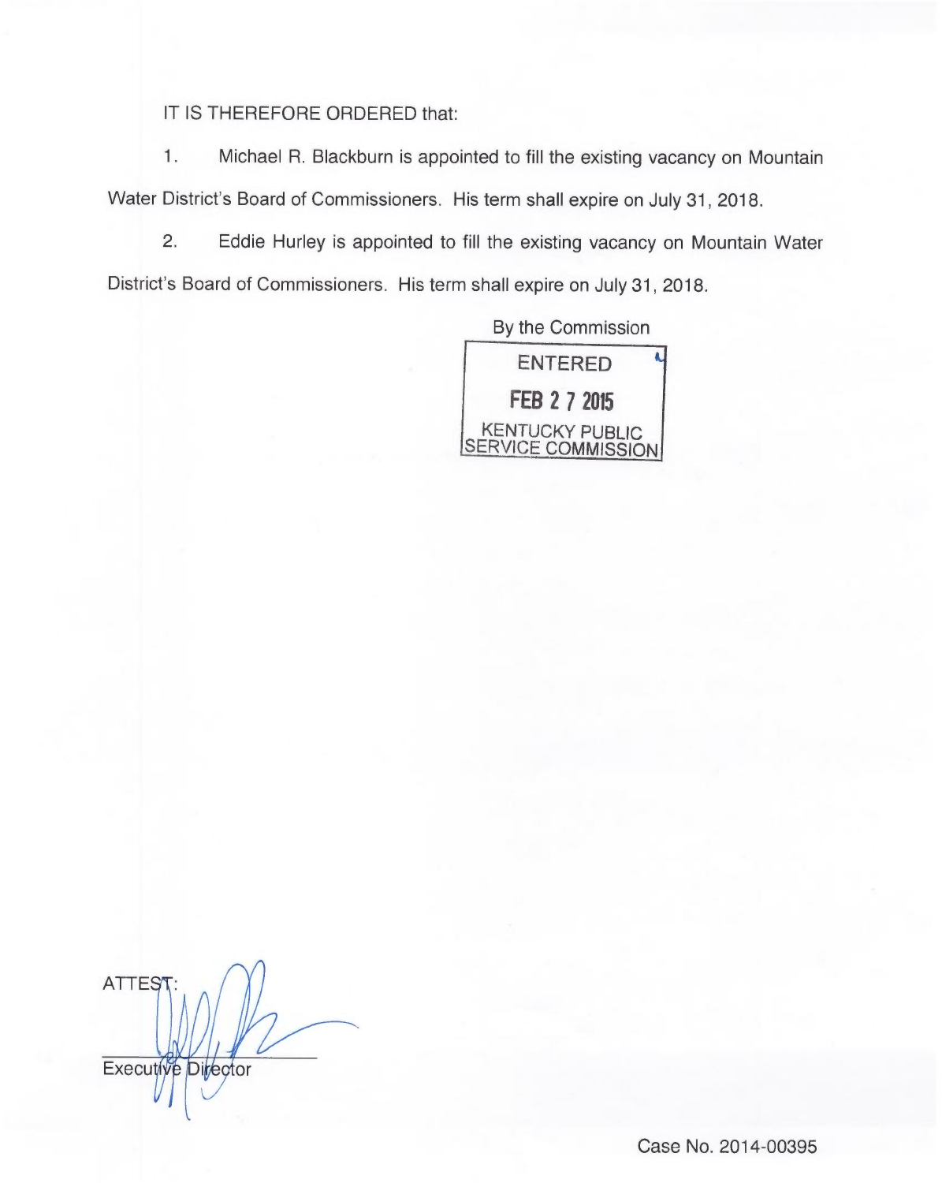IT IS THEREFORE ORDERED that:

1. Michael R. Blackburn is appointed to fill the existing vacancy on Mountain Water District's Board of Commissioners. His term shall expire on July 31, 2018.

2. Eddie Hurley is appointed to fill the existing vacancy on Mountain Water District's Board of Commissioners. His term shall expire on July 31, 2018.

By the Commission

ENTERED

FEB 27 2015

KENTUCKY PUBLIC SERVICE COMMISSION

ATTEST:

Executive Director

Case No. 2014-00395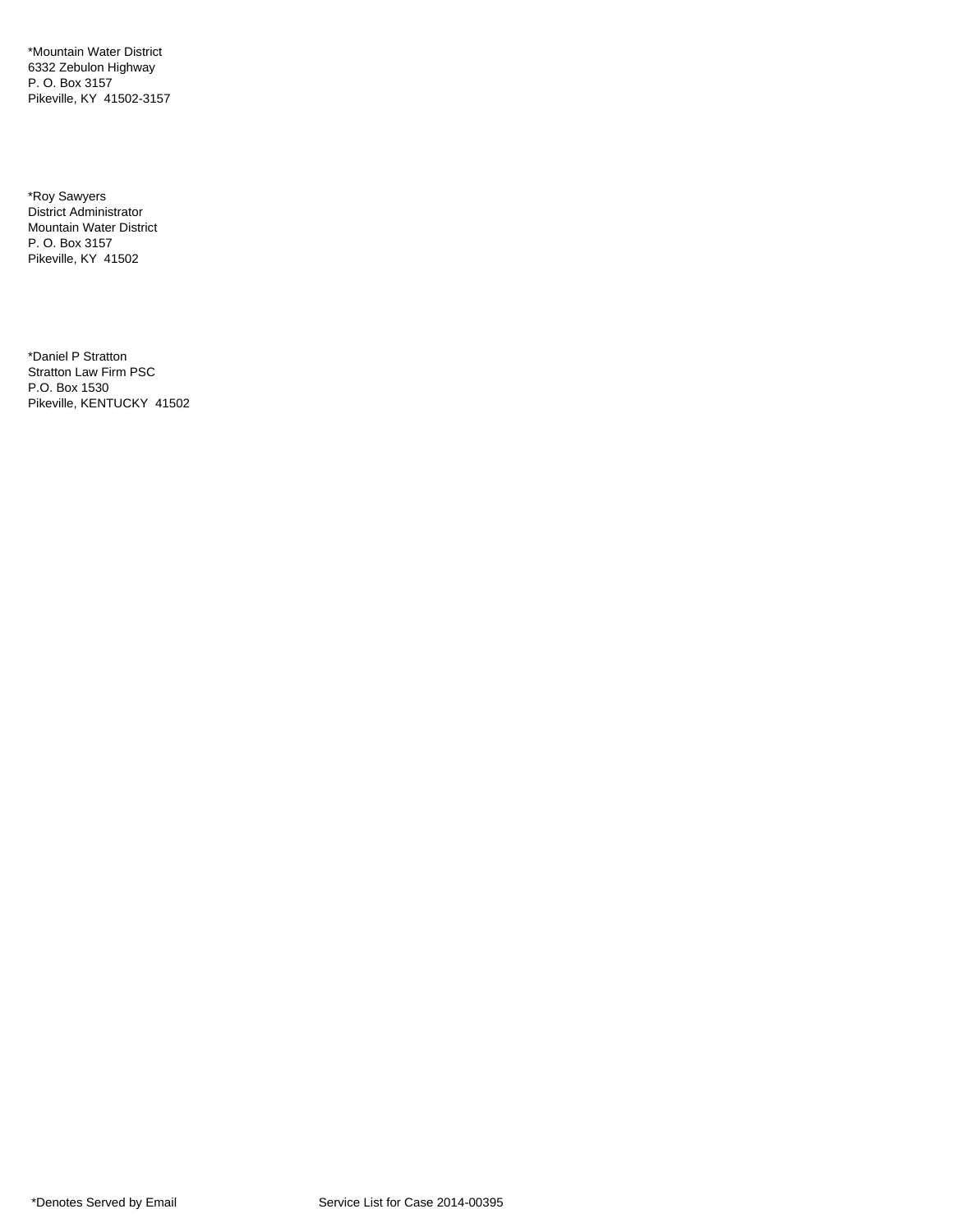*Mountain Water District
6332 Zebulon Highway
P. O. Box 3157
Pikeville, KY  41502-3157

*Roy Sawyers
District Administrator
Mountain Water District
P. O. Box 3157
Pikeville, KY  41502

*Daniel P Stratton
Stratton Law Firm PSC
P.O. Box 1530
Pikeville, KENTUCKY  41502

*Denotes Served by Email

Service List for Case 2014-00395